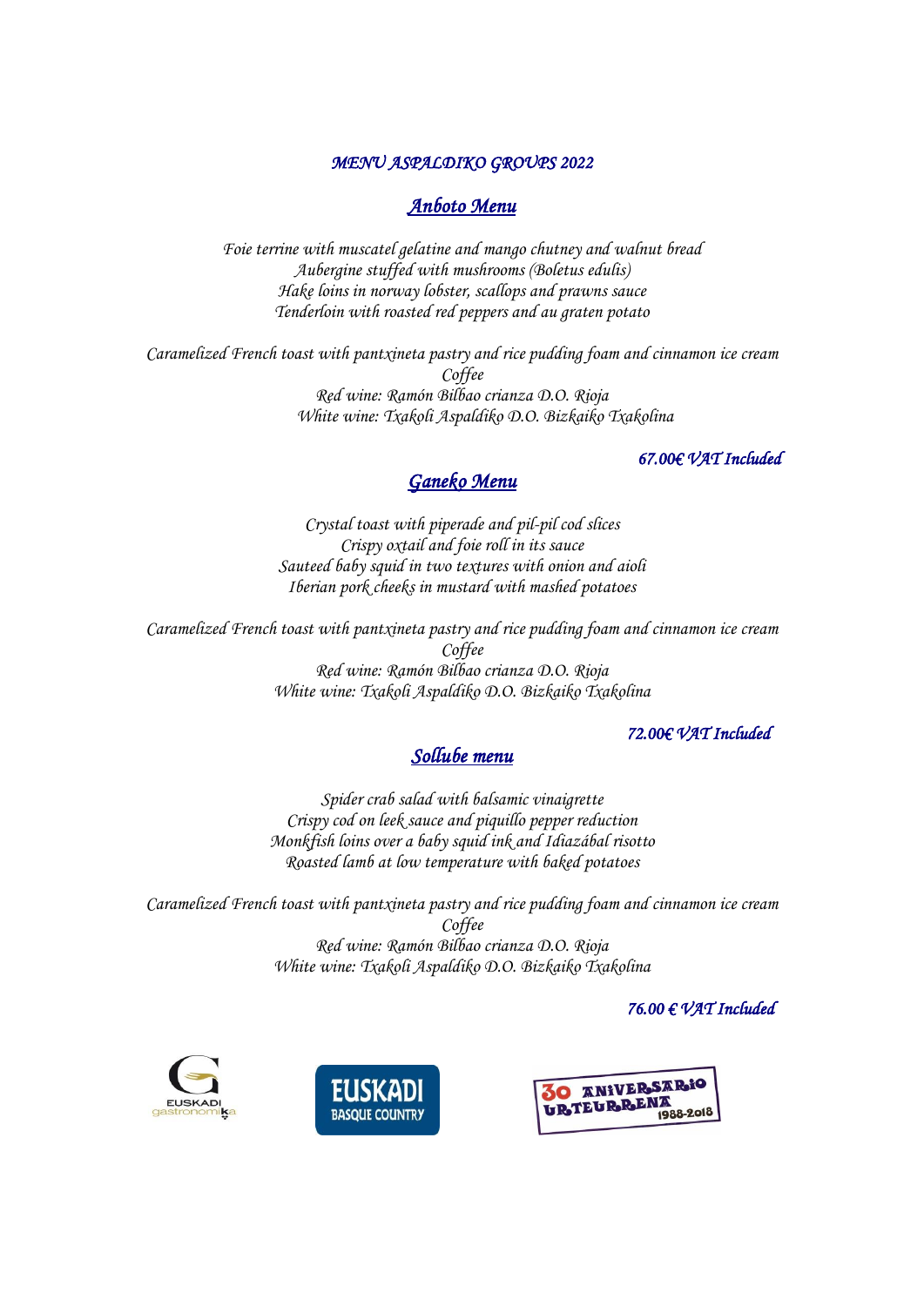# *MENU ASPALDIKO GROUPS 2022*

## *Anboto Menu*

*Foie terrine with muscatel gelatine and mango chutney and walnut bread*
*Aubergine stuffed with mushrooms (Boletus edulis)*
*Hake loins in norway lobster, scallops and prawns sauce*
*Tenderloin with roasted red peppers and au graten potato*

*Caramelized French toast with pantxineta pastry and rice pudding foam and cinnamon ice cream*
*Coffee*
*Red wine: Ramón Bilbao crianza D.O. Rioja*
*White wine: Txakoli Aspaldiko D.O. Bizkaiko Txakolina*

***67.00€ VAT Included***

## *Ganeko Menu*

*Crystal toast with piperade and pil-pil cod slices*
*Crispy oxtail and foie roll in its sauce*
*Sauteed baby squid in two textures with onion and aioli*
*Iberian pork cheeks in mustard with mashed potatoes*

*Caramelized French toast with pantxineta pastry and rice pudding foam and cinnamon ice cream*
*Coffee*
*Red wine: Ramón Bilbao crianza D.O. Rioja*
*White wine: Txakoli Aspaldiko D.O. Bizkaiko Txakolina*

***72.00€ VAT Included***

## *Sollube menu*

*Spider crab salad with balsamic vinaigrette*
*Crispy cod on leek sauce and piquillo pepper reduction*
*Monkfish loins over a baby squid ink and Idiazábal risotto*
*Roasted lamb at low temperature with baked potatoes*

*Caramelized French toast with pantxineta pastry and rice pudding foam and cinnamon ice cream*
*Coffee*
*Red wine: Ramón Bilbao crianza D.O. Rioja*
*White wine: Txakoli Aspaldiko D.O. Bizkaiko Txakolina*

***76.00 € VAT Included***

EUSKADI gastronomika

EUSKADI BASQUE COUNTRY

30 ANIVERSARIO URTEURRENA 1988-2018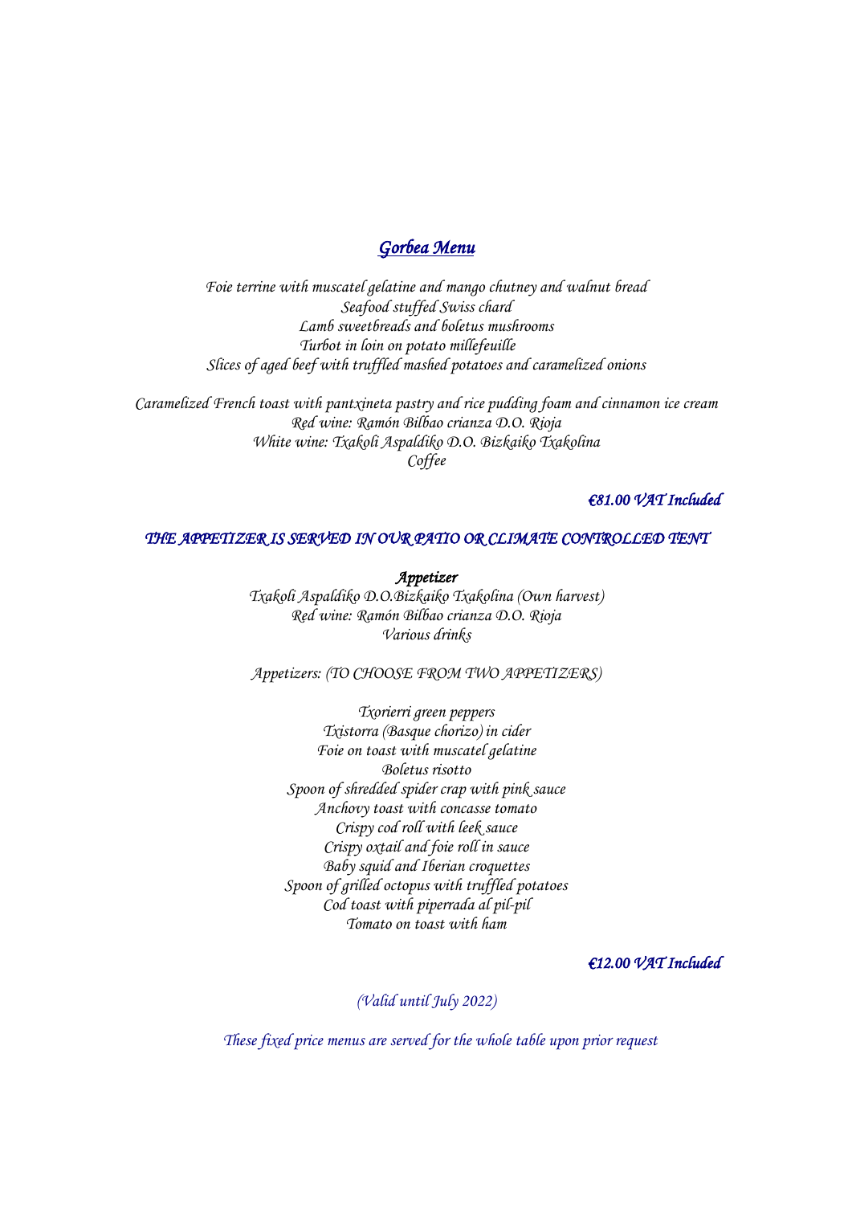## *Gorbea Menu*

*Foie terrine with muscatel gelatine and mango chutney and walnut bread*
*Seafood stuffed Swiss chard*
*Lamb sweetbreads and boletus mushrooms*
*Turbot in loin on potato millefeuille*
*Slices of aged beef with truffled mashed potatoes and caramelized onions*

*Caramelized French toast with pantxineta pastry and rice pudding foam and cinnamon ice cream*
*Red wine: Ramón Bilbao crianza D.O. Rioja*
*White wine: Txakoli Aspaldiko D.O. Bizkaiko Txakolina*
*Coffee*

***€81.00 VAT Included***

***THE APPETIZER IS SERVED IN OUR PATIO OR CLIMATE CONTROLLED TENT***

***Appetizer***
*Txakoli Aspaldiko D.O.Bizkaiko Txakolina (Own harvest)*
*Red wine: Ramón Bilbao crianza D.O. Rioja*
*Various drinks*

*Appetizers: (TO CHOOSE FROM TWO APPETIZERS)*

*Txorierri green peppers*
*Txistorra (Basque chorizo) in cider*
*Foie on toast with muscatel gelatine*
*Boletus risotto*
*Spoon of shredded spider crap with pink sauce*
*Anchovy toast with concasse tomato*
*Crispy cod roll with leek sauce*
*Crispy oxtail and foie roll in sauce*
*Baby squid and Iberian croquettes*
*Spoon of grilled octopus with truffled potatoes*
*Cod toast with piperrada al pil-pil*
*Tomato on toast with ham*

***€12.00 VAT Included***

*(Valid until July 2022)*

*These fixed price menus are served for the whole table upon prior request*